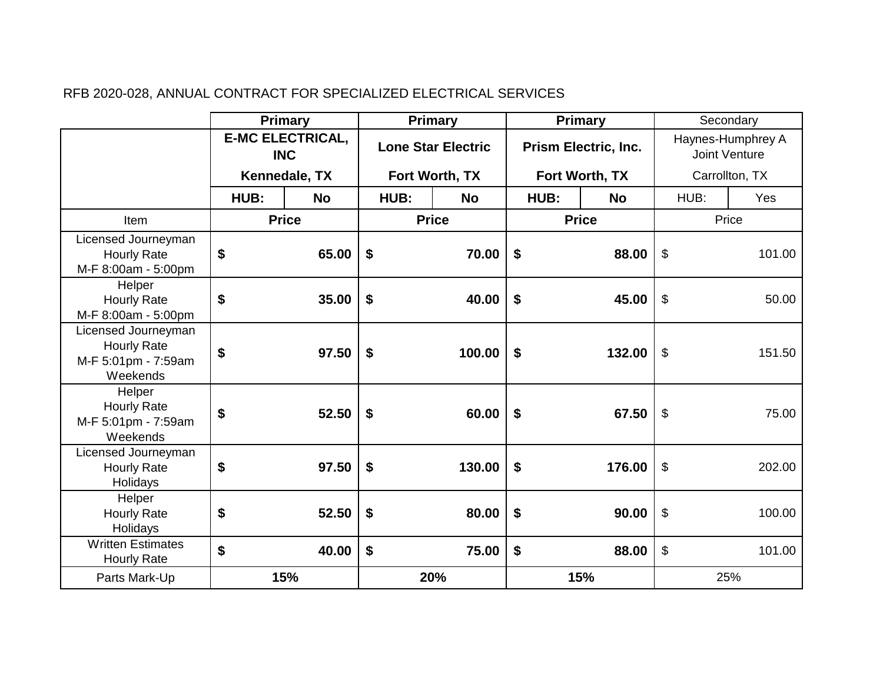RFB 2020-028, ANNUAL CONTRACT FOR SPECIALIZED ELECTRICAL SERVICES

| | **Primary** | | **Primary** | | **Primary** | | Secondary | |
|---|---|---|---|---|---|---|---|---|
| | **E-MC ELECTRICAL, INC** | | **Lone Star Electric** | | **Prism Electric, Inc.** | | Haynes-Humphrey A Joint Venture | |
| | **Kennedale, TX** | | **Fort Worth, TX** | | **Fort Worth, TX** | | Carrollton, TX | |
| | **HUB:** | **No** | **HUB:** | **No** | **HUB:** | **No** | HUB: | Yes |
| Item | **Price** | | **Price** | | **Price** | | Price | |
| Licensed Journeyman Hourly Rate M-F 8:00am - 5:00pm | **$** | **65.00** | **$** | **70.00** | **$** | **88.00** | $ | 101.00 |
| Helper Hourly Rate M-F 8:00am - 5:00pm | **$** | **35.00** | **$** | **40.00** | **$** | **45.00** | $ | 50.00 |
| Licensed Journeyman Hourly Rate M-F 5:01pm - 7:59am Weekends | **$** | **97.50** | **$** | **100.00** | **$** | **132.00** | $ | 151.50 |
| Helper Hourly Rate M-F 5:01pm - 7:59am Weekends | **$** | **52.50** | **$** | **60.00** | **$** | **67.50** | $ | 75.00 |
| Licensed Journeyman Hourly Rate Holidays | **$** | **97.50** | **$** | **130.00** | **$** | **176.00** | $ | 202.00 |
| Helper Hourly Rate Holidays | **$** | **52.50** | **$** | **80.00** | **$** | **90.00** | $ | 100.00 |
| Written Estimates Hourly Rate | **$** | **40.00** | **$** | **75.00** | **$** | **88.00** | $ | 101.00 |
| Parts Mark-Up | **15%** | | **20%** | | **15%** | | 25% | |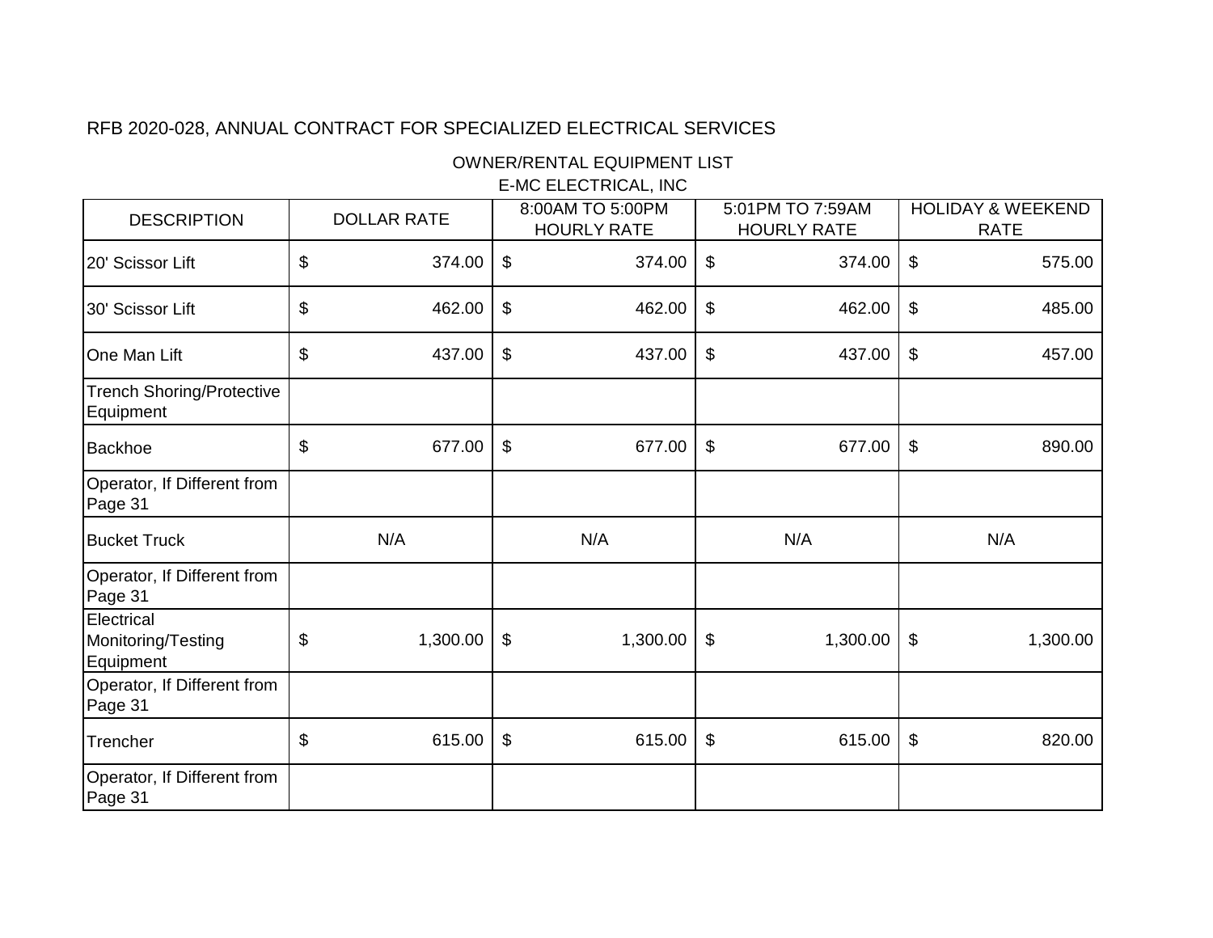RFB 2020-028, ANNUAL CONTRACT FOR SPECIALIZED ELECTRICAL SERVICES

OWNER/RENTAL EQUIPMENT LIST

E-MC ELECTRICAL, INC

| DESCRIPTION | DOLLAR RATE | 8:00AM TO 5:00PM HOURLY RATE | 5:01PM TO 7:59AM HOURLY RATE | HOLIDAY & WEEKEND RATE |
|---|---|---|---|---|
| 20' Scissor Lift | $ 374.00 | $ 374.00 | $ 374.00 | $ 575.00 |
| 30' Scissor Lift | $ 462.00 | $ 462.00 | $ 462.00 | $ 485.00 |
| One Man Lift | $ 437.00 | $ 437.00 | $ 437.00 | $ 457.00 |
| Trench Shoring/Protective Equipment | | | | |
| Backhoe | $ 677.00 | $ 677.00 | $ 677.00 | $ 890.00 |
| Operator, If Different from Page 31 | | | | |
| Bucket Truck | N/A | N/A | N/A | N/A |
| Operator, If Different from Page 31 | | | | |
| Electrical Monitoring/Testing Equipment | $ 1,300.00 | $ 1,300.00 | $ 1,300.00 | $ 1,300.00 |
| Operator, If Different from Page 31 | | | | |
| Trencher | $ 615.00 | $ 615.00 | $ 615.00 | $ 820.00 |
| Operator, If Different from Page 31 | | | | |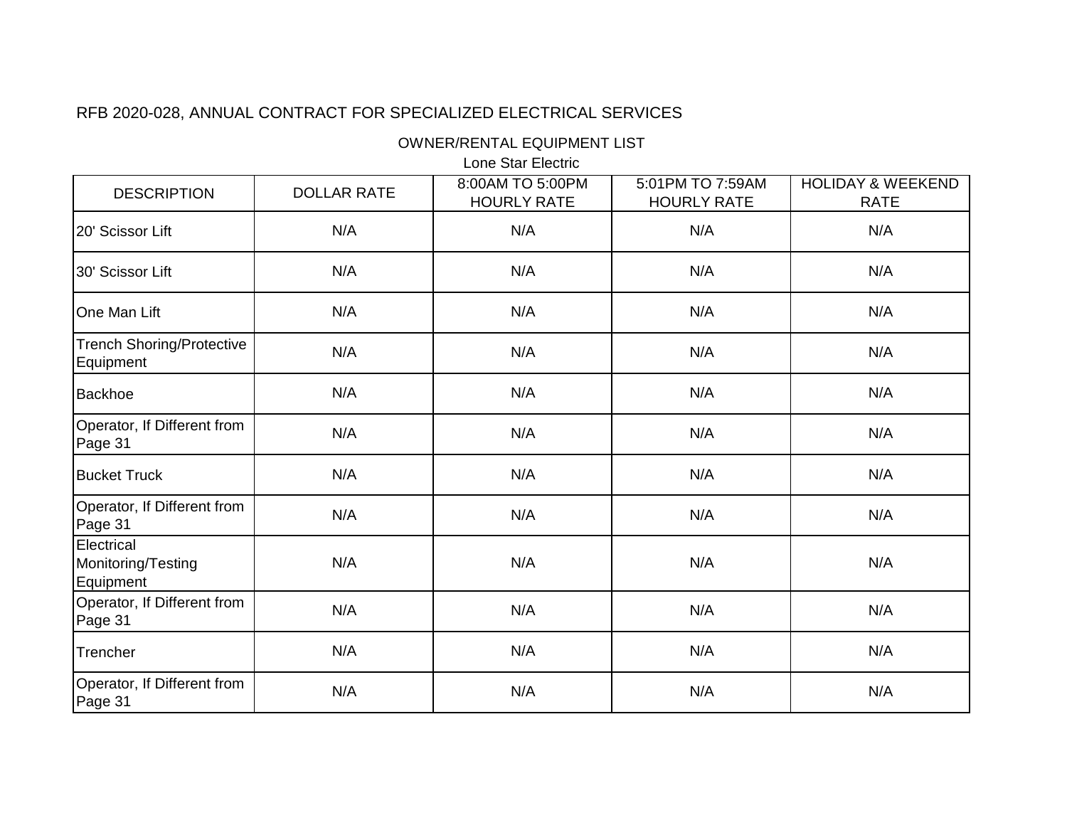RFB 2020-028, ANNUAL CONTRACT FOR SPECIALIZED ELECTRICAL SERVICES

OWNER/RENTAL EQUIPMENT LIST

Lone Star Electric

| DESCRIPTION | DOLLAR RATE | 8:00AM TO 5:00PM HOURLY RATE | 5:01PM TO 7:59AM HOURLY RATE | HOLIDAY & WEEKEND RATE |
|---|---|---|---|---|
| 20' Scissor Lift | N/A | N/A | N/A | N/A |
| 30' Scissor Lift | N/A | N/A | N/A | N/A |
| One Man Lift | N/A | N/A | N/A | N/A |
| Trench Shoring/Protective Equipment | N/A | N/A | N/A | N/A |
| Backhoe | N/A | N/A | N/A | N/A |
| Operator, If Different from Page 31 | N/A | N/A | N/A | N/A |
| Bucket Truck | N/A | N/A | N/A | N/A |
| Operator, If Different from Page 31 | N/A | N/A | N/A | N/A |
| Electrical Monitoring/Testing Equipment | N/A | N/A | N/A | N/A |
| Operator, If Different from Page 31 | N/A | N/A | N/A | N/A |
| Trencher | N/A | N/A | N/A | N/A |
| Operator, If Different from Page 31 | N/A | N/A | N/A | N/A |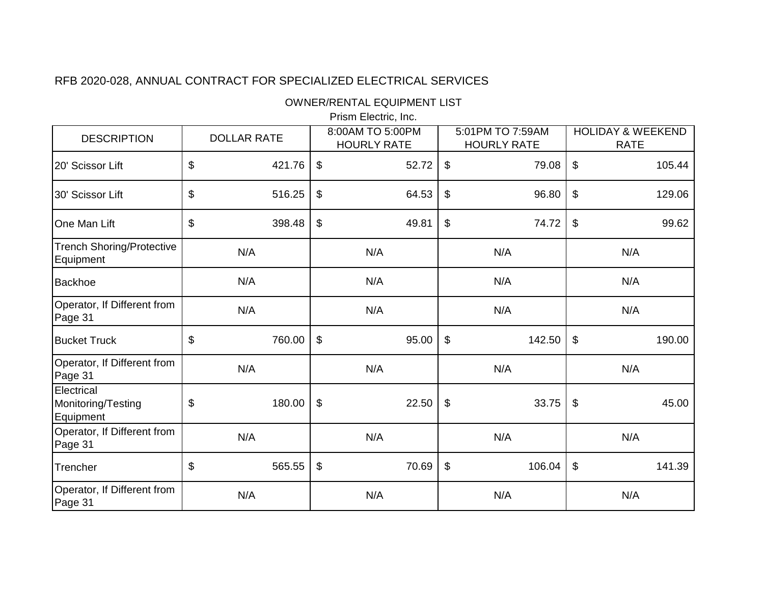RFB 2020-028, ANNUAL CONTRACT FOR SPECIALIZED ELECTRICAL SERVICES

OWNER/RENTAL EQUIPMENT LIST

Prism Electric, Inc.

| DESCRIPTION | DOLLAR RATE | 8:00AM TO 5:00PM HOURLY RATE | 5:01PM TO 7:59AM HOURLY RATE | HOLIDAY & WEEKEND RATE |
|---|---|---|---|---|
| 20' Scissor Lift | $ 421.76 | $ 52.72 | $ 79.08 | $ 105.44 |
| 30' Scissor Lift | $ 516.25 | $ 64.53 | $ 96.80 | $ 129.06 |
| One Man Lift | $ 398.48 | $ 49.81 | $ 74.72 | $ 99.62 |
| Trench Shoring/Protective Equipment | N/A | N/A | N/A | N/A |
| Backhoe | N/A | N/A | N/A | N/A |
| Operator, If Different from Page 31 | N/A | N/A | N/A | N/A |
| Bucket Truck | $ 760.00 | $ 95.00 | $ 142.50 | $ 190.00 |
| Operator, If Different from Page 31 | N/A | N/A | N/A | N/A |
| Electrical Monitoring/Testing Equipment | $ 180.00 | $ 22.50 | $ 33.75 | $ 45.00 |
| Operator, If Different from Page 31 | N/A | N/A | N/A | N/A |
| Trencher | $ 565.55 | $ 70.69 | $ 106.04 | $ 141.39 |
| Operator, If Different from Page 31 | N/A | N/A | N/A | N/A |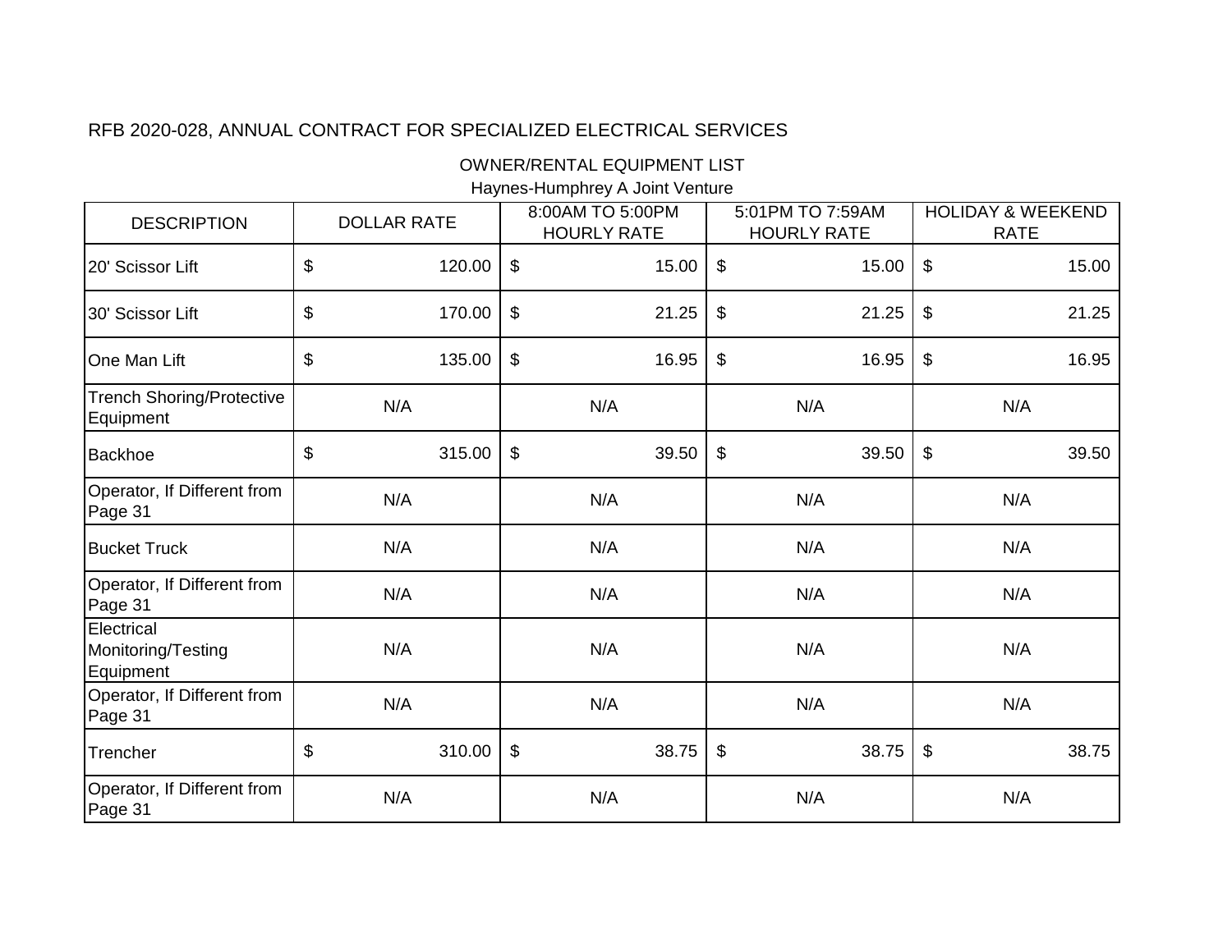RFB 2020-028, ANNUAL CONTRACT FOR SPECIALIZED ELECTRICAL SERVICES

OWNER/RENTAL EQUIPMENT LIST

Haynes-Humphrey A Joint Venture

| DESCRIPTION | DOLLAR RATE | 8:00AM TO 5:00PM HOURLY RATE | 5:01PM TO 7:59AM HOURLY RATE | HOLIDAY & WEEKEND RATE |
|---|---|---|---|---|
| 20' Scissor Lift | $ 120.00 | $ 15.00 | $ 15.00 | $ 15.00 |
| 30' Scissor Lift | $ 170.00 | $ 21.25 | $ 21.25 | $ 21.25 |
| One Man Lift | $ 135.00 | $ 16.95 | $ 16.95 | $ 16.95 |
| Trench Shoring/Protective Equipment | N/A | N/A | N/A | N/A |
| Backhoe | $ 315.00 | $ 39.50 | $ 39.50 | $ 39.50 |
| Operator, If Different from Page 31 | N/A | N/A | N/A | N/A |
| Bucket Truck | N/A | N/A | N/A | N/A |
| Operator, If Different from Page 31 | N/A | N/A | N/A | N/A |
| Electrical Monitoring/Testing Equipment | N/A | N/A | N/A | N/A |
| Operator, If Different from Page 31 | N/A | N/A | N/A | N/A |
| Trencher | $ 310.00 | $ 38.75 | $ 38.75 | $ 38.75 |
| Operator, If Different from Page 31 | N/A | N/A | N/A | N/A |